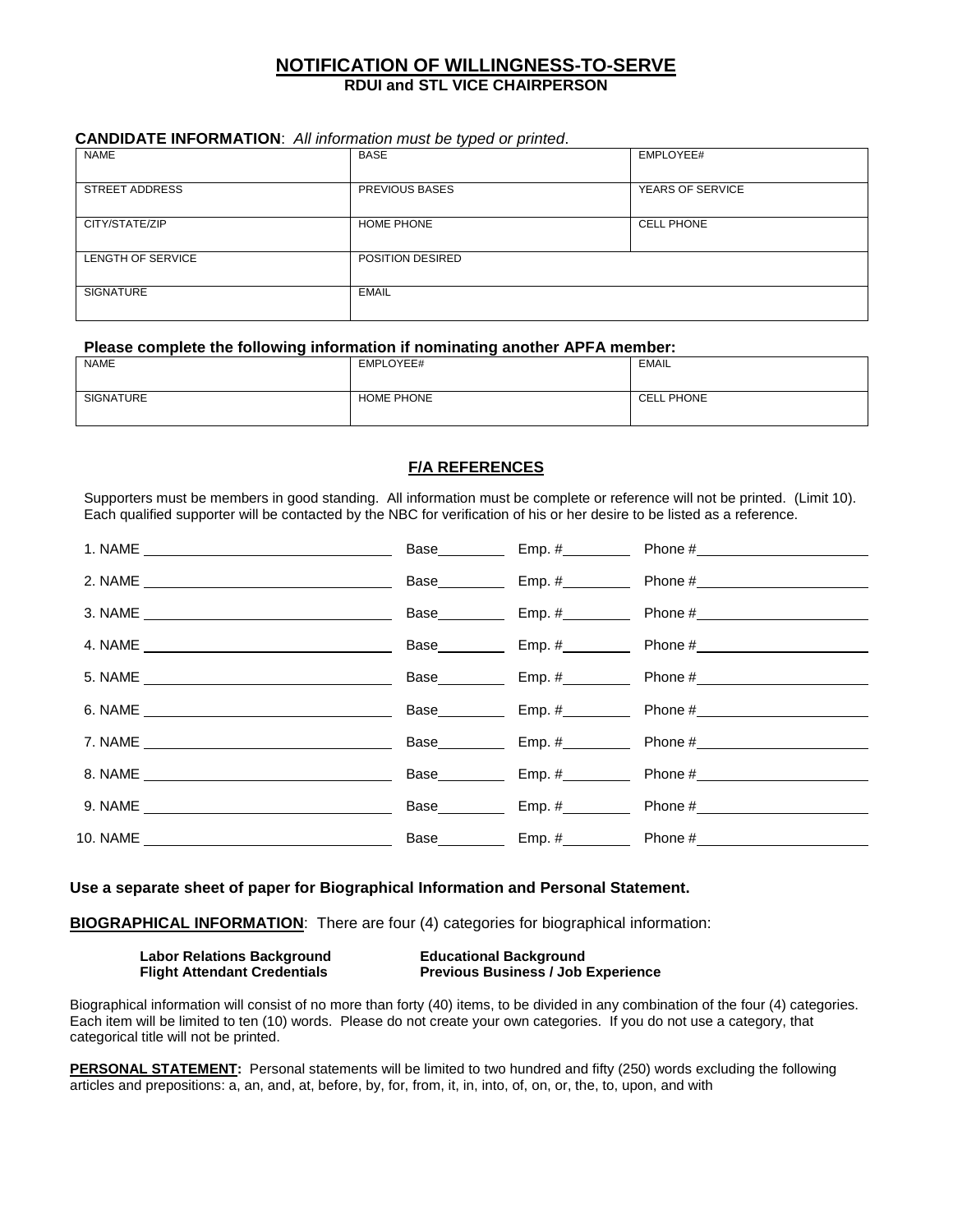# NOTIFICATION OF WILLINGNESS-TO-SERVE

## RDUI and STL VICE CHAIRPERSON

**CANDIDATE INFORMATION**: *All information must be typed or printed*.

| NAME | BASE | EMPLOYEE# |
|---|---|---|
| STREET ADDRESS | PREVIOUS BASES | YEARS OF SERVICE |
| CITY/STATE/ZIP | HOME PHONE | CELL PHONE |
| LENGTH OF SERVICE | POSITION DESIRED | |
| SIGNATURE | EMAIL | |

**Please complete the following information if nominating another APFA member:**

| NAME | EMPLOYEE# | EMAIL |
|---|---|---|
| SIGNATURE | HOME PHONE | CELL PHONE |

### F/A REFERENCES

Supporters must be members in good standing. All information must be complete or reference will not be printed. (Limit 10). Each qualified supporter will be contacted by the NBC for verification of his or her desire to be listed as a reference.

1. NAME ______________________ Base________ Emp. #________ Phone #____________________
2. NAME ______________________ Base________ Emp. #________ Phone #____________________
3. NAME ______________________ Base________ Emp. #________ Phone #____________________
4. NAME ______________________ Base________ Emp. #________ Phone #____________________
5. NAME ______________________ Base________ Emp. #________ Phone #____________________
6. NAME ______________________ Base________ Emp. #________ Phone #____________________
7. NAME ______________________ Base________ Emp. #________ Phone #____________________
8. NAME ______________________ Base________ Emp. #________ Phone #____________________
9. NAME ______________________ Base________ Emp. #________ Phone #____________________
10. NAME ______________________ Base________ Emp. #________ Phone #____________________

**Use a separate sheet of paper for Biographical Information and Personal Statement.**

**BIOGRAPHICAL INFORMATION**: There are four (4) categories for biographical information:

**Labor Relations Background** | **Educational Background**
**Flight Attendant Credentials** | **Previous Business / Job Experience**

Biographical information will consist of no more than forty (40) items, to be divided in any combination of the four (4) categories. Each item will be limited to ten (10) words. Please do not create your own categories. If you do not use a category, that categorical title will not be printed.

**PERSONAL STATEMENT:** Personal statements will be limited to two hundred and fifty (250) words excluding the following articles and prepositions: a, an, and, at, before, by, for, from, it, in, into, of, on, or, the, to, upon, and with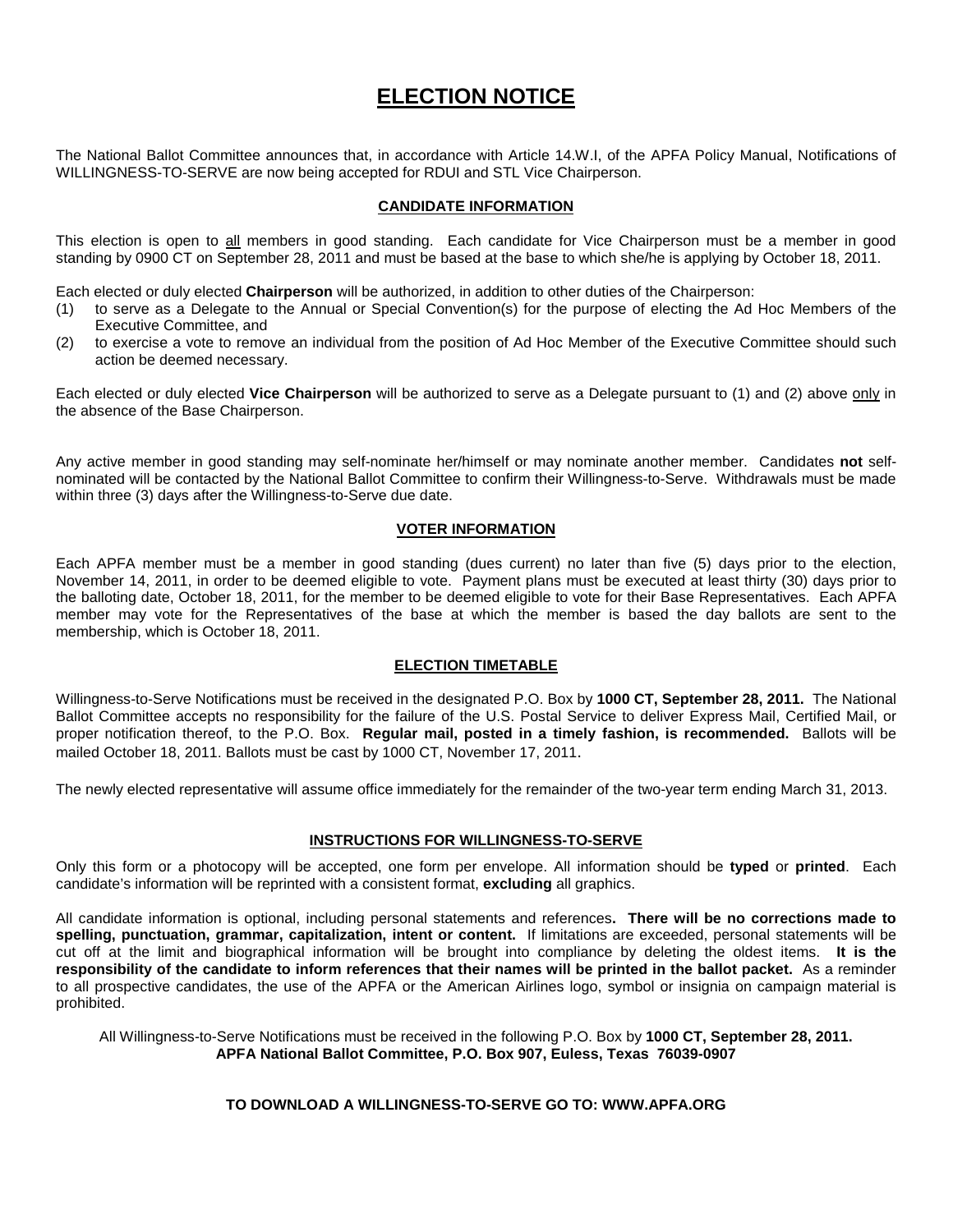# ELECTION NOTICE

The National Ballot Committee announces that, in accordance with Article 14.W.I, of the APFA Policy Manual, Notifications of WILLINGNESS-TO-SERVE are now being accepted for RDUI and STL Vice Chairperson.

## CANDIDATE INFORMATION

This election is open to all members in good standing. Each candidate for Vice Chairperson must be a member in good standing by 0900 CT on September 28, 2011 and must be based at the base to which she/he is applying by October 18, 2011.

Each elected or duly elected **Chairperson** will be authorized, in addition to other duties of the Chairperson:

(1) to serve as a Delegate to the Annual or Special Convention(s) for the purpose of electing the Ad Hoc Members of the Executive Committee, and

(2) to exercise a vote to remove an individual from the position of Ad Hoc Member of the Executive Committee should such action be deemed necessary.

Each elected or duly elected **Vice Chairperson** will be authorized to serve as a Delegate pursuant to (1) and (2) above only in the absence of the Base Chairperson.

Any active member in good standing may self-nominate her/himself or may nominate another member. Candidates **not** self-nominated will be contacted by the National Ballot Committee to confirm their Willingness-to-Serve. Withdrawals must be made within three (3) days after the Willingness-to-Serve due date.

## VOTER INFORMATION

Each APFA member must be a member in good standing (dues current) no later than five (5) days prior to the election, November 14, 2011, in order to be deemed eligible to vote. Payment plans must be executed at least thirty (30) days prior to the balloting date, October 18, 2011, for the member to be deemed eligible to vote for their Base Representatives. Each APFA member may vote for the Representatives of the base at which the member is based the day ballots are sent to the membership, which is October 18, 2011.

## ELECTION TIMETABLE

Willingness-to-Serve Notifications must be received in the designated P.O. Box by **1000 CT, September 28, 2011.** The National Ballot Committee accepts no responsibility for the failure of the U.S. Postal Service to deliver Express Mail, Certified Mail, or proper notification thereof, to the P.O. Box. **Regular mail, posted in a timely fashion, is recommended.** Ballots will be mailed October 18, 2011. Ballots must be cast by 1000 CT, November 17, 2011.

The newly elected representative will assume office immediately for the remainder of the two-year term ending March 31, 2013.

## INSTRUCTIONS FOR WILLINGNESS-TO-SERVE

Only this form or a photocopy will be accepted, one form per envelope. All information should be **typed** or **printed**. Each candidate's information will be reprinted with a consistent format, **excluding** all graphics.

All candidate information is optional, including personal statements and references**. There will be no corrections made to spelling, punctuation, grammar, capitalization, intent or content.** If limitations are exceeded, personal statements will be cut off at the limit and biographical information will be brought into compliance by deleting the oldest items. **It is the responsibility of the candidate to inform references that their names will be printed in the ballot packet.** As a reminder to all prospective candidates, the use of the APFA or the American Airlines logo, symbol or insignia on campaign material is prohibited.

All Willingness-to-Serve Notifications must be received in the following P.O. Box by **1000 CT, September 28, 2011.**
**APFA National Ballot Committee, P.O. Box 907, Euless, Texas 76039-0907**

**TO DOWNLOAD A WILLINGNESS-TO-SERVE GO TO: WWW.APFA.ORG**